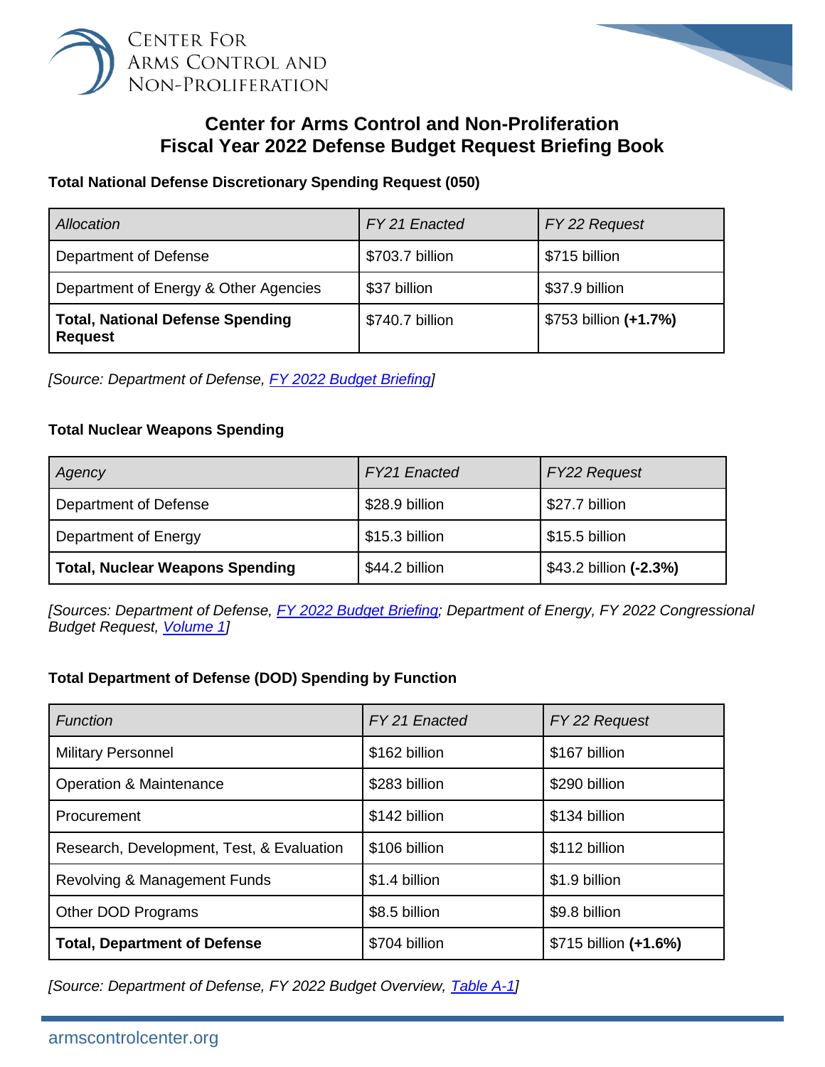# Center for Arms Control and Non-Proliferation
## Fiscal Year 2022 Defense Budget Request Briefing Book

**Total National Defense Discretionary Spending Request (050)**

| *Allocation* | *FY 21 Enacted* | *FY 22 Request* |
|---|---|---|
| Department of Defense | $703.7 billion | $715 billion |
| Department of Energy & Other Agencies | $37 billion | $37.9 billion |
| **Total, National Defense Spending Request** | $740.7 billion | $753 billion **(+1.7%)** |

*[Source: Department of Defense, FY 2022 Budget Briefing]*

**Total Nuclear Weapons Spending**

| *Agency* | *FY21 Enacted* | *FY22 Request* |
|---|---|---|
| Department of Defense | $28.9 billion | $27.7 billion |
| Department of Energy | $15.3 billion | $15.5 billion |
| **Total, Nuclear Weapons Spending** | $44.2 billion | $43.2 billion **(-2.3%)** |

*[Sources: Department of Defense, FY 2022 Budget Briefing; Department of Energy, FY 2022 Congressional Budget Request, Volume 1]*

**Total Department of Defense (DOD) Spending by Function**

| *Function* | *FY 21 Enacted* | *FY 22 Request* |
|---|---|---|
| Military Personnel | $162 billion | $167 billion |
| Operation & Maintenance | $283 billion | $290 billion |
| Procurement | $142 billion | $134 billion |
| Research, Development, Test, & Evaluation | $106 billion | $112 billion |
| Revolving & Management Funds | $1.4 billion | $1.9 billion |
| Other DOD Programs | $8.5 billion | $9.8 billion |
| **Total, Department of Defense** | $704 billion | $715 billion **(+1.6%)** |

*[Source: Department of Defense, FY 2022 Budget Overview, Table A-1]*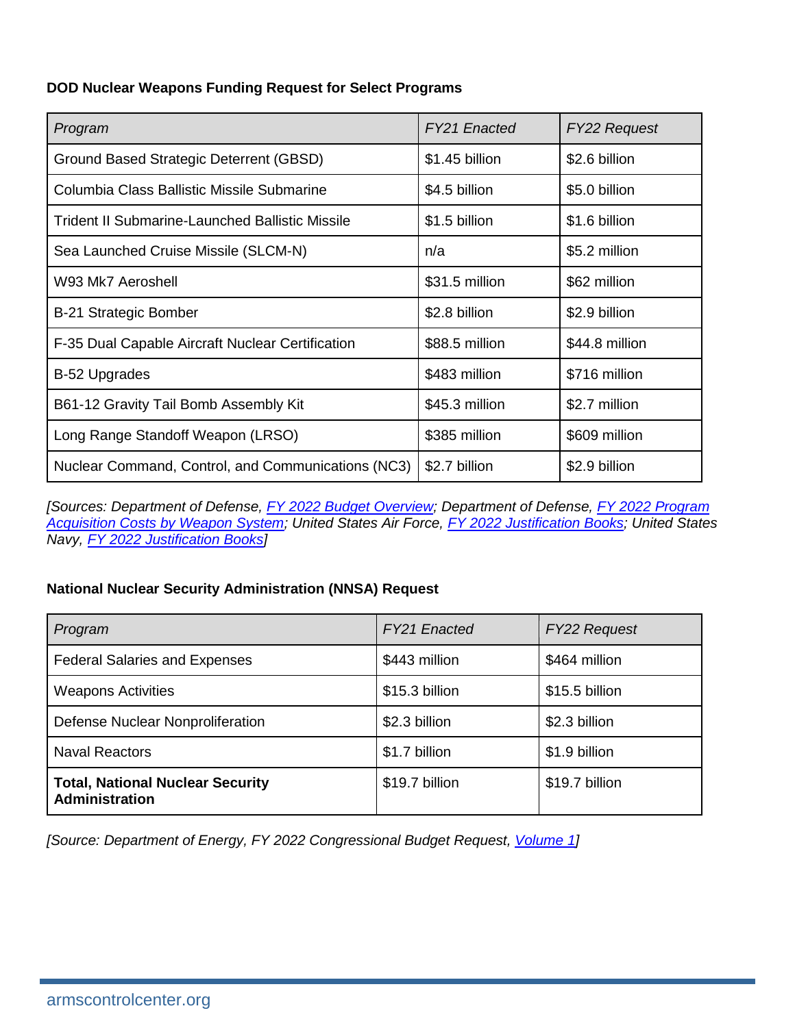**DOD Nuclear Weapons Funding Request for Select Programs**

| *Program* | *FY21 Enacted* | *FY22 Request* |
|---|---|---|
| Ground Based Strategic Deterrent (GBSD) | $1.45 billion | $2.6 billion |
| Columbia Class Ballistic Missile Submarine | $4.5 billion | $5.0 billion |
| Trident II Submarine-Launched Ballistic Missile | $1.5 billion | $1.6 billion |
| Sea Launched Cruise Missile (SLCM-N) | n/a | $5.2 million |
| W93 Mk7 Aeroshell | $31.5 million | $62 million |
| B-21 Strategic Bomber | $2.8 billion | $2.9 billion |
| F-35 Dual Capable Aircraft Nuclear Certification | $88.5 million | $44.8 million |
| B-52 Upgrades | $483 million | $716 million |
| B61-12 Gravity Tail Bomb Assembly Kit | $45.3 million | $2.7 million |
| Long Range Standoff Weapon (LRSO) | $385 million | $609 million |
| Nuclear Command, Control, and Communications (NC3) | $2.7 billion | $2.9 billion |

*[Sources: Department of Defense, FY 2022 Budget Overview; Department of Defense, FY 2022 Program Acquisition Costs by Weapon System; United States Air Force, FY 2022 Justification Books; United States Navy, FY 2022 Justification Books]*

**National Nuclear Security Administration (NNSA) Request**

| *Program* | *FY21 Enacted* | *FY22 Request* |
|---|---|---|
| Federal Salaries and Expenses | $443 million | $464 million |
| Weapons Activities | $15.3 billion | $15.5 billion |
| Defense Nuclear Nonproliferation | $2.3 billion | $2.3 billion |
| Naval Reactors | $1.7 billion | $1.9 billion |
| **Total, National Nuclear Security Administration** | $19.7 billion | $19.7 billion |

*[Source: Department of Energy, FY 2022 Congressional Budget Request, Volume 1]*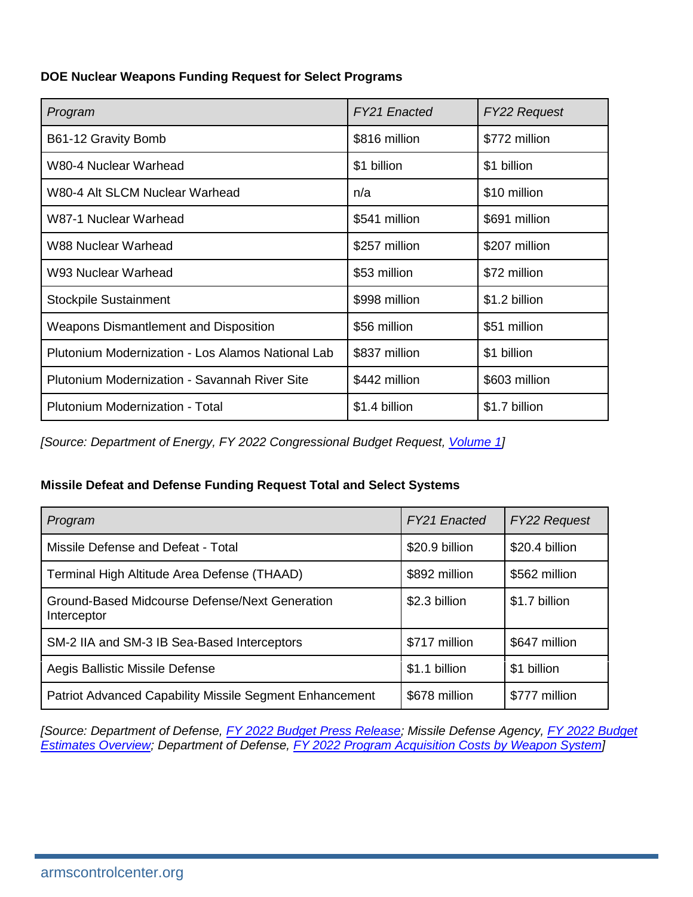**DOE Nuclear Weapons Funding Request for Select Programs**

| *Program* | *FY21 Enacted* | *FY22 Request* |
|---|---|---|
| B61-12 Gravity Bomb | $816 million | $772 million |
| W80-4 Nuclear Warhead | $1 billion | $1 billion |
| W80-4 Alt SLCM Nuclear Warhead | n/a | $10 million |
| W87-1 Nuclear Warhead | $541 million | $691 million |
| W88 Nuclear Warhead | $257 million | $207 million |
| W93 Nuclear Warhead | $53 million | $72 million |
| Stockpile Sustainment | $998 million | $1.2 billion |
| Weapons Dismantlement and Disposition | $56 million | $51 million |
| Plutonium Modernization - Los Alamos National Lab | $837 million | $1 billion |
| Plutonium Modernization - Savannah River Site | $442 million | $603 million |
| Plutonium Modernization - Total | $1.4 billion | $1.7 billion |

*[Source: Department of Energy, FY 2022 Congressional Budget Request, Volume 1]*

**Missile Defeat and Defense Funding Request Total and Select Systems**

| *Program* | *FY21 Enacted* | *FY22 Request* |
|---|---|---|
| Missile Defense and Defeat - Total | $20.9 billion | $20.4 billion |
| Terminal High Altitude Area Defense (THAAD) | $892 million | $562 million |
| Ground-Based Midcourse Defense/Next Generation Interceptor | $2.3 billion | $1.7 billion |
| SM-2 IIA and SM-3 IB Sea-Based Interceptors | $717 million | $647 million |
| Aegis Ballistic Missile Defense | $1.1 billion | $1 billion |
| Patriot Advanced Capability Missile Segment Enhancement | $678 million | $777 million |

*[Source: Department of Defense, FY 2022 Budget Press Release; Missile Defense Agency, FY 2022 Budget Estimates Overview; Department of Defense, FY 2022 Program Acquisition Costs by Weapon System]*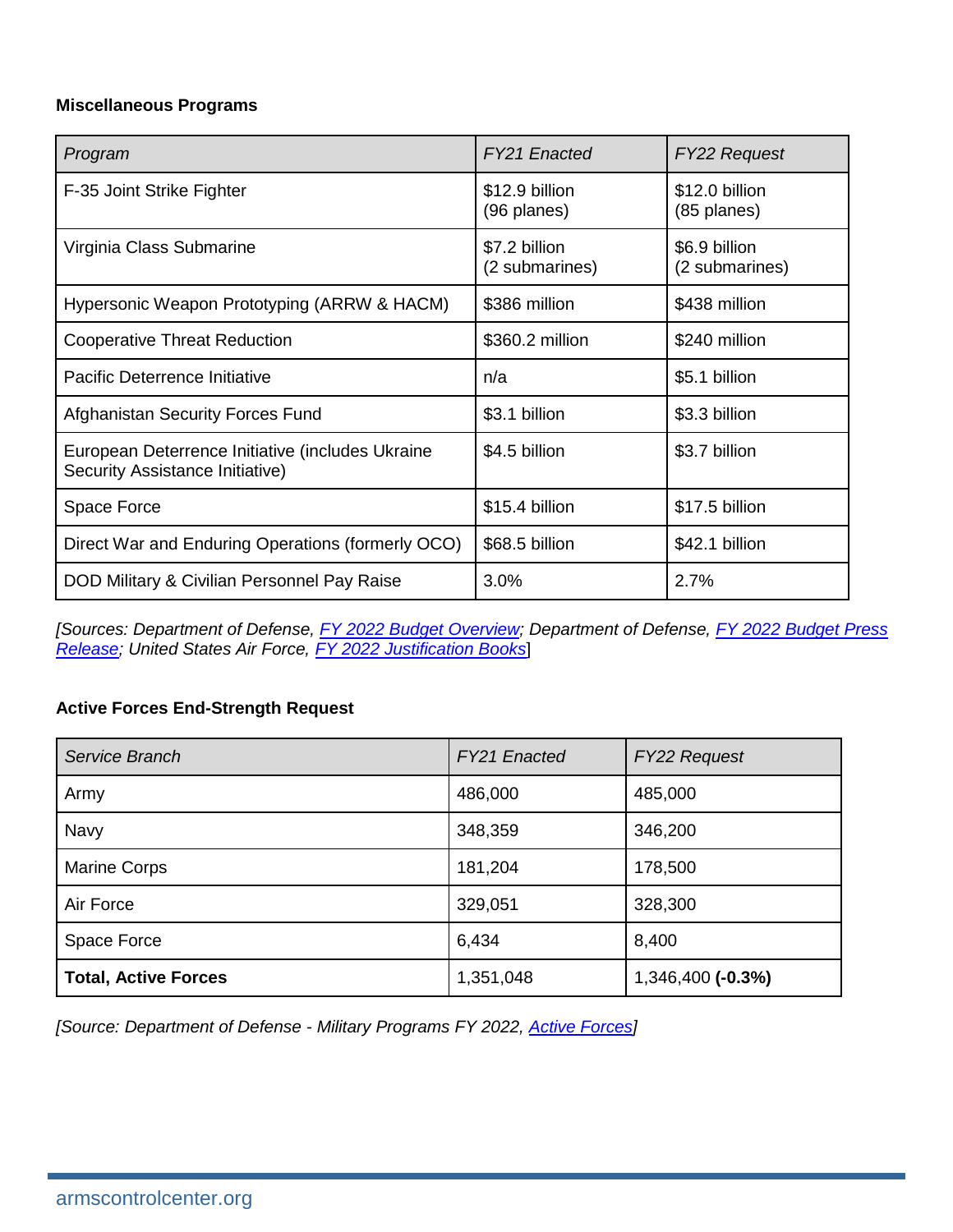**Miscellaneous Programs**

| *Program* | *FY21 Enacted* | *FY22 Request* |
|---|---|---|
| F-35 Joint Strike Fighter | $12.9 billion (96 planes) | $12.0 billion (85 planes) |
| Virginia Class Submarine | $7.2 billion (2 submarines) | $6.9 billion (2 submarines) |
| Hypersonic Weapon Prototyping (ARRW & HACM) | $386 million | $438 million |
| Cooperative Threat Reduction | $360.2 million | $240 million |
| Pacific Deterrence Initiative | n/a | $5.1 billion |
| Afghanistan Security Forces Fund | $3.1 billion | $3.3 billion |
| European Deterrence Initiative (includes Ukraine Security Assistance Initiative) | $4.5 billion | $3.7 billion |
| Space Force | $15.4 billion | $17.5 billion |
| Direct War and Enduring Operations (formerly OCO) | $68.5 billion | $42.1 billion |
| DOD Military & Civilian Personnel Pay Raise | 3.0% | 2.7% |

*[Sources: Department of Defense, FY 2022 Budget Overview; Department of Defense, FY 2022 Budget Press Release; United States Air Force, FY 2022 Justification Books]*

**Active Forces End-Strength Request**

| *Service Branch* | *FY21 Enacted* | *FY22 Request* |
|---|---|---|
| Army | 486,000 | 485,000 |
| Navy | 348,359 | 346,200 |
| Marine Corps | 181,204 | 178,500 |
| Air Force | 329,051 | 328,300 |
| Space Force | 6,434 | 8,400 |
| **Total, Active Forces** | 1,351,048 | 1,346,400 **(-0.3%)** |

*[Source: Department of Defense - Military Programs FY 2022, Active Forces]*